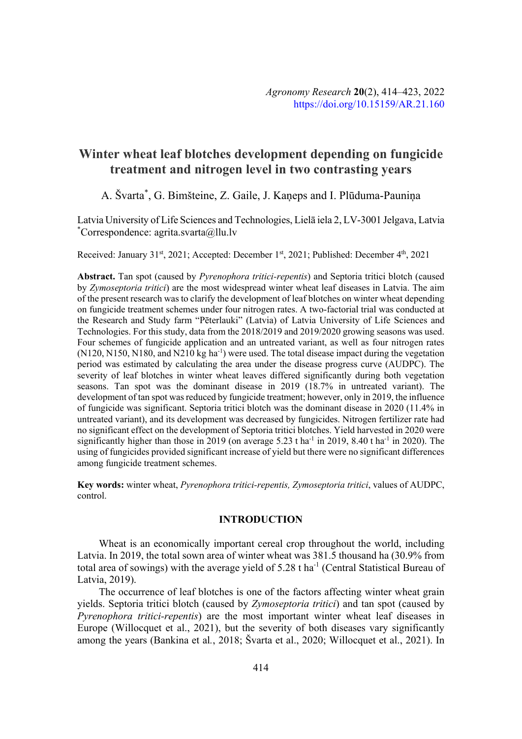# Winter wheat leaf blotches development depending on fungicide treatment and nitrogen level in two contrasting years

A. Švarta[*], G. Bimšteine, Z. Gaile, J. Kaņeps and I. Plūduma-Pauniņa

Latvia University of Life Sciences and Technologies, Lielā iela 2, LV-3001 Jelgava, Latvia
[*]Correspondence: agrita.svarta@llu.lv

Received: January 31[st], 2021; Accepted: December 1[st], 2021; Published: December 4[th], 2021

**Abstract.** Tan spot (caused by *Pyrenophora tritici-repentis*) and Septoria tritici blotch (caused by *Zymoseptoria tritici*) are the most widespread winter wheat leaf diseases in Latvia. The aim of the present research was to clarify the development of leaf blotches on winter wheat depending on fungicide treatment schemes under four nitrogen rates. A two-factorial trial was conducted at the Research and Study farm "Pēterlauki" (Latvia) of Latvia University of Life Sciences and Technologies. For this study, data from the 2018/2019 and 2019/2020 growing seasons was used. Four schemes of fungicide application and an untreated variant, as well as four nitrogen rates (N120, N150, N180, and N210 kg $ha^{-1}$) were used. The total disease impact during the vegetation period was estimated by calculating the area under the disease progress curve (AUDPC). The severity of leaf blotches in winter wheat leaves differed significantly during both vegetation seasons. Tan spot was the dominant disease in 2019 (18.7% in untreated variant). The development of tan spot was reduced by fungicide treatment; however, only in 2019, the influence of fungicide was significant. Septoria tritici blotch was the dominant disease in 2020 (11.4% in untreated variant), and its development was decreased by fungicides. Nitrogen fertilizer rate had no significant effect on the development of Septoria tritici blotches. Yield harvested in 2020 were significantly higher than those in 2019 (on average 5.23 t $ha^{-1}$ in 2019, 8.40 t $ha^{-1}$ in 2020). The using of fungicides provided significant increase of yield but there were no significant differences among fungicide treatment schemes.

**Key words:** winter wheat, *Pyrenophora tritici-repentis, Zymoseptoria tritici*, values of AUDPC, control.

## INTRODUCTION

Wheat is an economically important cereal crop throughout the world, including Latvia. In 2019, the total sown area of winter wheat was 381.5 thousand ha (30.9% from total area of sowings) with the average yield of 5.28 t $ha^{-1}$ (Central Statistical Bureau of Latvia, 2019).

The occurrence of leaf blotches is one of the factors affecting winter wheat grain yields. Septoria tritici blotch (caused by *Zymoseptoria tritici*) and tan spot (caused by *Pyrenophora tritici-repentis*) are the most important winter wheat leaf diseases in Europe (Willocquet et al., 2021), but the severity of both diseases vary significantly among the years (Bankina et al., 2018; Švarta et al., 2020; Willocquet et al., 2021). In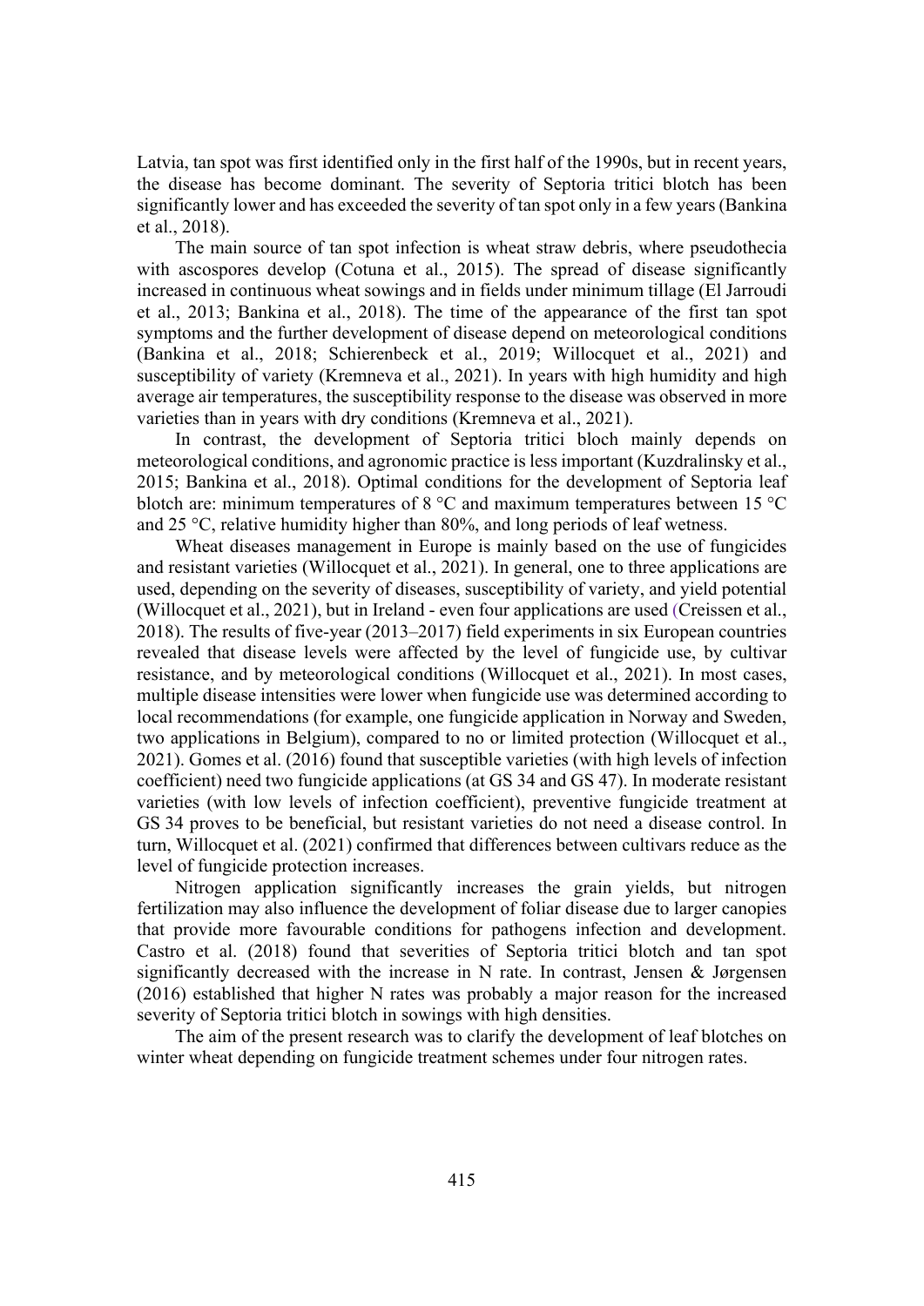Latvia, tan spot was first identified only in the first half of the 1990s, but in recent years, the disease has become dominant. The severity of Septoria tritici blotch has been significantly lower and has exceeded the severity of tan spot only in a few years (Bankina et al., 2018).

The main source of tan spot infection is wheat straw debris, where pseudothecia with ascospores develop (Cotuna et al., 2015). The spread of disease significantly increased in continuous wheat sowings and in fields under minimum tillage (El Jarroudi et al., 2013; Bankina et al., 2018). The time of the appearance of the first tan spot symptoms and the further development of disease depend on meteorological conditions (Bankina et al., 2018; Schierenbeck et al., 2019; Willocquet et al., 2021) and susceptibility of variety (Kremneva et al., 2021). In years with high humidity and high average air temperatures, the susceptibility response to the disease was observed in more varieties than in years with dry conditions (Kremneva et al., 2021).

In contrast, the development of Septoria tritici bloch mainly depends on meteorological conditions, and agronomic practice is less important (Kuzdralinsky et al., 2015; Bankina et al., 2018). Optimal conditions for the development of Septoria leaf blotch are: minimum temperatures of 8 °C and maximum temperatures between 15 °C and 25 °C, relative humidity higher than 80%, and long periods of leaf wetness.

Wheat diseases management in Europe is mainly based on the use of fungicides and resistant varieties (Willocquet et al., 2021). In general, one to three applications are used, depending on the severity of diseases, susceptibility of variety, and yield potential (Willocquet et al., 2021), but in Ireland - even four applications are used (Creissen et al., 2018). The results of five-year (2013–2017) field experiments in six European countries revealed that disease levels were affected by the level of fungicide use, by cultivar resistance, and by meteorological conditions (Willocquet et al., 2021). In most cases, multiple disease intensities were lower when fungicide use was determined according to local recommendations (for example, one fungicide application in Norway and Sweden, two applications in Belgium), compared to no or limited protection (Willocquet et al., 2021). Gomes et al. (2016) found that susceptible varieties (with high levels of infection coefficient) need two fungicide applications (at GS 34 and GS 47). In moderate resistant varieties (with low levels of infection coefficient), preventive fungicide treatment at GS 34 proves to be beneficial, but resistant varieties do not need a disease control. In turn, Willocquet et al. (2021) confirmed that differences between cultivars reduce as the level of fungicide protection increases.

Nitrogen application significantly increases the grain yields, but nitrogen fertilization may also influence the development of foliar disease due to larger canopies that provide more favourable conditions for pathogens infection and development. Castro et al. (2018) found that severities of Septoria tritici blotch and tan spot significantly decreased with the increase in N rate. In contrast, Jensen & Jørgensen (2016) established that higher N rates was probably a major reason for the increased severity of Septoria tritici blotch in sowings with high densities.

The aim of the present research was to clarify the development of leaf blotches on winter wheat depending on fungicide treatment schemes under four nitrogen rates.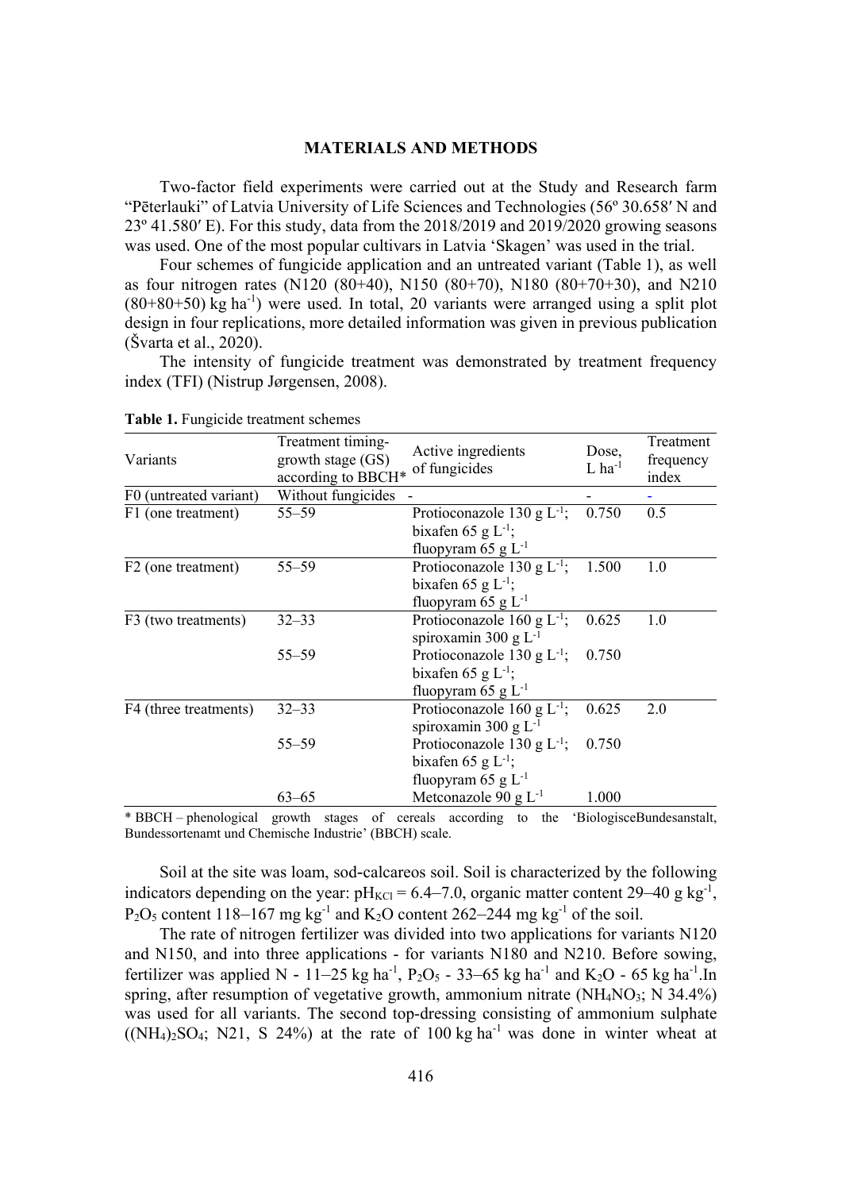## MATERIALS AND METHODS

Two-factor field experiments were carried out at the Study and Research farm "Pēterlauki" of Latvia University of Life Sciences and Technologies (56º 30.658′ N and 23º 41.580′ E). For this study, data from the 2018/2019 and 2019/2020 growing seasons was used. One of the most popular cultivars in Latvia 'Skagen' was used in the trial.

Four schemes of fungicide application and an untreated variant (Table 1), as well as four nitrogen rates (N120 (80+40), N150 (80+70), N180 (80+70+30), and N210 (80+80+50) kg ha$^{-1}$) were used. In total, 20 variants were arranged using a split plot design in four replications, more detailed information was given in previous publication (Švarta et al., 2020).

The intensity of fungicide treatment was demonstrated by treatment frequency index (TFI) (Nistrup Jørgensen, 2008).

**Table 1.** Fungicide treatment schemes

| Variants | Treatment timing- growth stage (GS) according to BBCH* | Active ingredients of fungicides | Dose, L ha$^{-1}$ | Treatment frequency index |
|---|---|---|---|---|
| F0 (untreated variant) | Without fungicides | - | - | - |
| F1 (one treatment) | 55–59 | Protioconazole 130 g L$^{-1}$; bixafen 65 g L$^{-1}$; fluopyram 65 g L$^{-1}$ | 0.750 | 0.5 |
| F2 (one treatment) | 55–59 | Protioconazole 130 g L$^{-1}$; bixafen 65 g L$^{-1}$; fluopyram 65 g L$^{-1}$ | 1.500 | 1.0 |
| F3 (two treatments) | 32–33 | Protioconazole 160 g L$^{-1}$; spiroxamin 300 g L$^{-1}$ | 0.625 | 1.0 |
| | 55–59 | Protioconazole 130 g L$^{-1}$; bixafen 65 g L$^{-1}$; fluopyram 65 g L$^{-1}$ | 0.750 | |
| F4 (three treatments) | 32–33 | Protioconazole 160 g L$^{-1}$; spiroxamin 300 g L$^{-1}$ | 0.625 | 2.0 |
| | 55–59 | Protioconazole 130 g L$^{-1}$; bixafen 65 g L$^{-1}$; fluopyram 65 g L$^{-1}$ | 0.750 | |
| | 63–65 | Metconazole 90 g L$^{-1}$ | 1.000 | |

\* BBCH – phenological growth stages of cereals according to the 'BiologisceBundesanstalt, Bundessortenamt und Chemische Industrie' (BBCH) scale.

Soil at the site was loam, sod-calcareos soil. Soil is characterized by the following indicators depending on the year: $pH_{KCl}$ = 6.4–7.0, organic matter content 29–40 g kg$^{-1}$, $P_2O_5$ content 118–167 mg kg$^{-1}$ and $K_2O$ content 262–244 mg kg$^{-1}$ of the soil.

The rate of nitrogen fertilizer was divided into two applications for variants N120 and N150, and into three applications - for variants N180 and N210. Before sowing, fertilizer was applied N - 11–25 kg ha$^{-1}$, $P_2O_5$ - 33–65 kg ha$^{-1}$ and $K_2O$ - 65 kg ha$^{-1}$.In spring, after resumption of vegetative growth, ammonium nitrate ($NH_4NO_3$; N 34.4%) was used for all variants. The second top-dressing consisting of ammonium sulphate ($(NH_4)_2SO_4$; N21, S 24%) at the rate of 100 kg ha$^{-1}$ was done in winter wheat at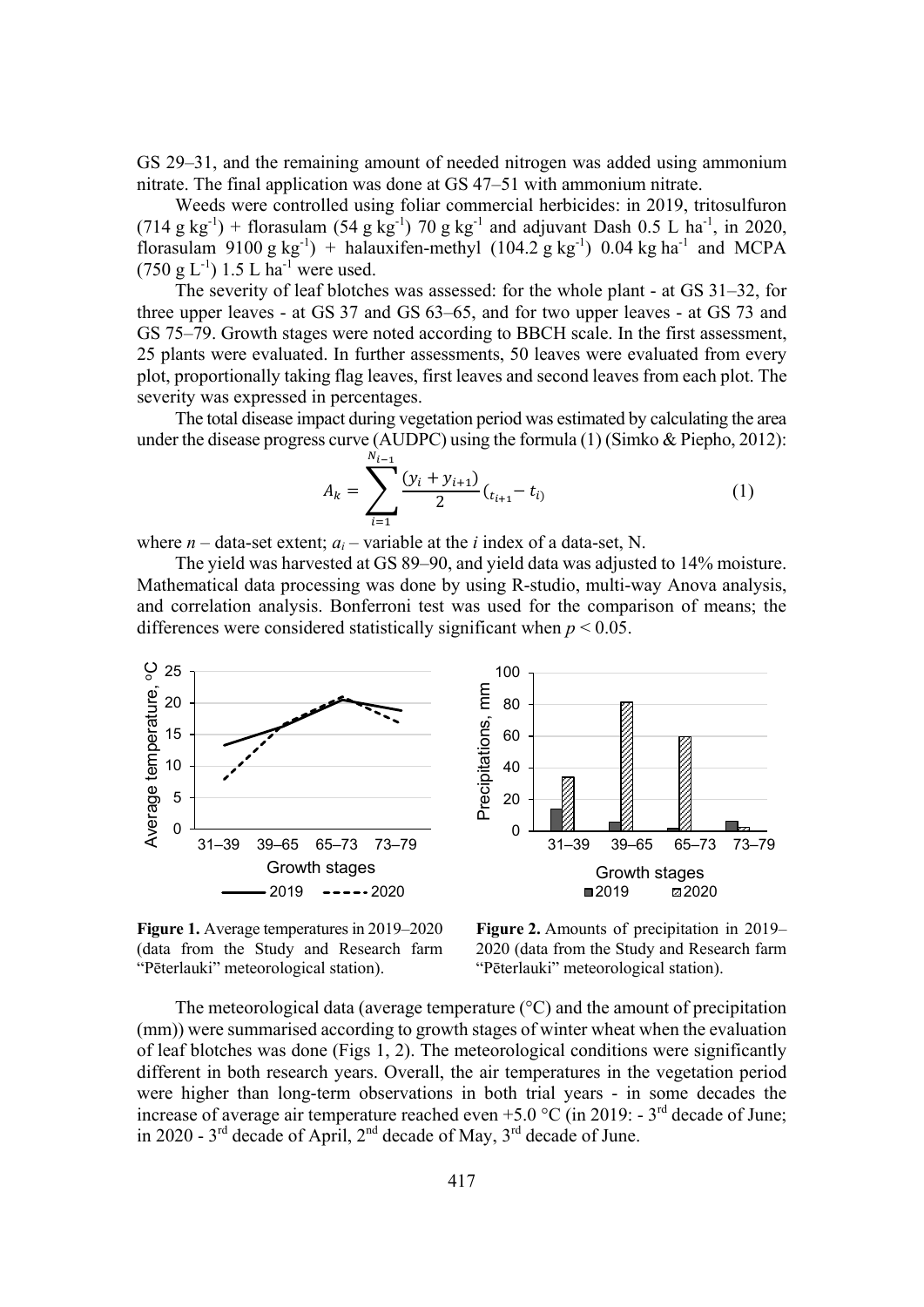GS 29–31, and the remaining amount of needed nitrogen was added using ammonium nitrate. The final application was done at GS 47–51 with ammonium nitrate.

Weeds were controlled using foliar commercial herbicides: in 2019, tritosulfuron (714 g kg$^{-1}$) + florasulam (54 g kg$^{-1}$) 70 g kg$^{-1}$ and adjuvant Dash 0.5 L ha$^{-1}$, in 2020, florasulam 9100 g kg$^{-1}$) + halauxifen-methyl (104.2 g kg$^{-1}$) 0.04 kg ha$^{-1}$ and MCPA (750 g L$^{-1}$) 1.5 L ha$^{-1}$ were used.

The severity of leaf blotches was assessed: for the whole plant - at GS 31–32, for three upper leaves - at GS 37 and GS 63–65, and for two upper leaves - at GS 73 and GS 75–79. Growth stages were noted according to BBCH scale. In the first assessment, 25 plants were evaluated. In further assessments, 50 leaves were evaluated from every plot, proportionally taking flag leaves, first leaves and second leaves from each plot. The severity was expressed in percentages.

The total disease impact during vegetation period was estimated by calculating the area under the disease progress curve (AUDPC) using the formula (1) (Simko & Piepho, 2012):

$$A_k = \sum_{i=1}^{N_{i-1}} \frac{(y_i + y_{i+1})}{2} (t_{i+1} - t_i) \quad (1)$$

where $n$ – data-set extent; $a_i$ – variable at the $i$ index of a data-set, N.

The yield was harvested at GS 89–90, and yield data was adjusted to 14% moisture. Mathematical data processing was done by using R-studio, multi-way Anova analysis, and correlation analysis. Bonferroni test was used for the comparison of means; the differences were considered statistically significant when $p < 0.05$.

**Figure 1.** Average temperatures in 2019–2020 (data from the Study and Research farm "Pēterlauki" meteorological station).

**Figure 2.** Amounts of precipitation in 2019–2020 (data from the Study and Research farm "Pēterlauki" meteorological station).

The meteorological data (average temperature (°C) and the amount of precipitation (mm)) were summarised according to growth stages of winter wheat when the evaluation of leaf blotches was done (Figs 1, 2). The meteorological conditions were significantly different in both research years. Overall, the air temperatures in the vegetation period were higher than long-term observations in both trial years - in some decades the increase of average air temperature reached even +5.0 °C (in 2019: - 3rd decade of June; in 2020 - 3rd decade of April, 2nd decade of May, 3rd decade of June.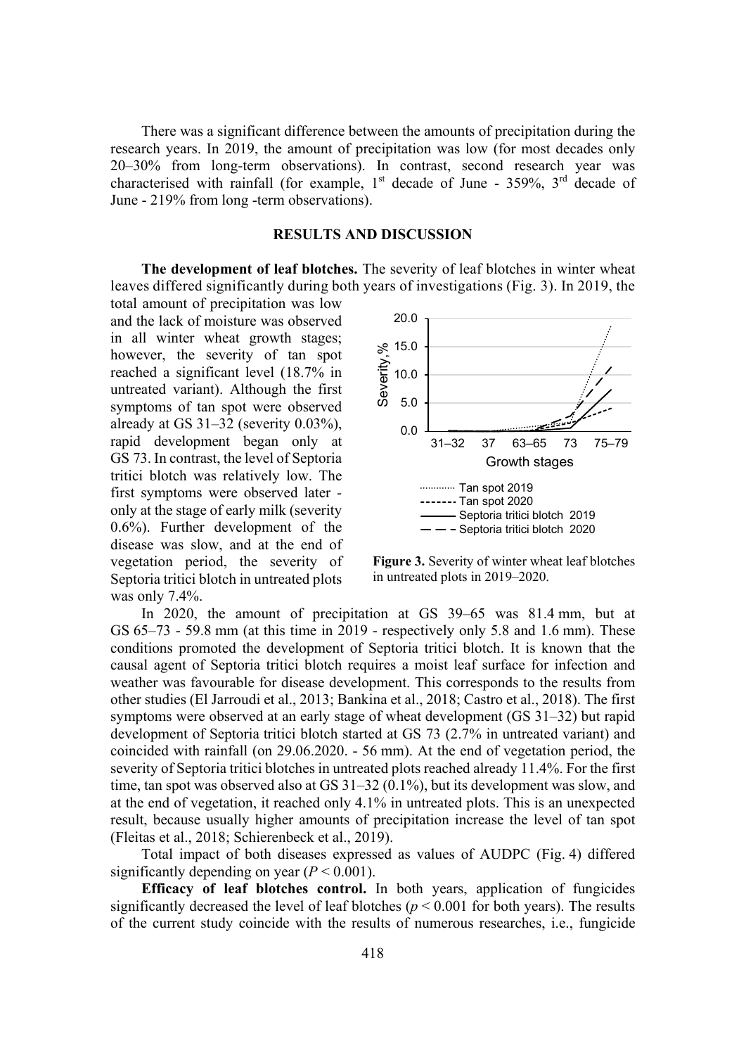There was a significant difference between the amounts of precipitation during the research years. In 2019, the amount of precipitation was low (for most decades only 20–30% from long-term observations). In contrast, second research year was characterised with rainfall (for example, 1[st] decade of June - 359%, 3[rd] decade of June - 219% from long -term observations).

## RESULTS AND DISCUSSION

**The development of leaf blotches.** The severity of leaf blotches in winter wheat leaves differed significantly during both years of investigations (Fig. 3). In 2019, the total amount of precipitation was low and the lack of moisture was observed in all winter wheat growth stages; however, the severity of tan spot reached a significant level (18.7% in untreated variant). Although the first symptoms of tan spot were observed already at GS 31–32 (severity 0.03%), rapid development began only at GS 73. In contrast, the level of Septoria tritici blotch was relatively low. The first symptoms were observed later - only at the stage of early milk (severity 0.6%). Further development of the disease was slow, and at the end of vegetation period, the severity of Septoria tritici blotch in untreated plots was only 7.4%.

**Figure 3.** Severity of winter wheat leaf blotches in untreated plots in 2019–2020.

In 2020, the amount of precipitation at GS 39–65 was 81.4 mm, but at GS 65–73 - 59.8 mm (at this time in 2019 - respectively only 5.8 and 1.6 mm). These conditions promoted the development of Septoria tritici blotch. It is known that the causal agent of Septoria tritici blotch requires a moist leaf surface for infection and weather was favourable for disease development. This corresponds to the results from other studies (El Jarroudi et al., 2013; Bankina et al., 2018; Castro et al., 2018). The first symptoms were observed at an early stage of wheat development (GS 31–32) but rapid development of Septoria tritici blotch started at GS 73 (2.7% in untreated variant) and coincided with rainfall (on 29.06.2020. - 56 mm). At the end of vegetation period, the severity of Septoria tritici blotches in untreated plots reached already 11.4%. For the first time, tan spot was observed also at GS 31–32 (0.1%), but its development was slow, and at the end of vegetation, it reached only 4.1% in untreated plots. This is an unexpected result, because usually higher amounts of precipitation increase the level of tan spot (Fleitas et al., 2018; Schierenbeck et al., 2019).

Total impact of both diseases expressed as values of AUDPC (Fig. 4) differed significantly depending on year ($P < 0.001$).

**Efficacy of leaf blotches control.** In both years, application of fungicides significantly decreased the level of leaf blotches ($p < 0.001$ for both years). The results of the current study coincide with the results of numerous researches, i.e., fungicide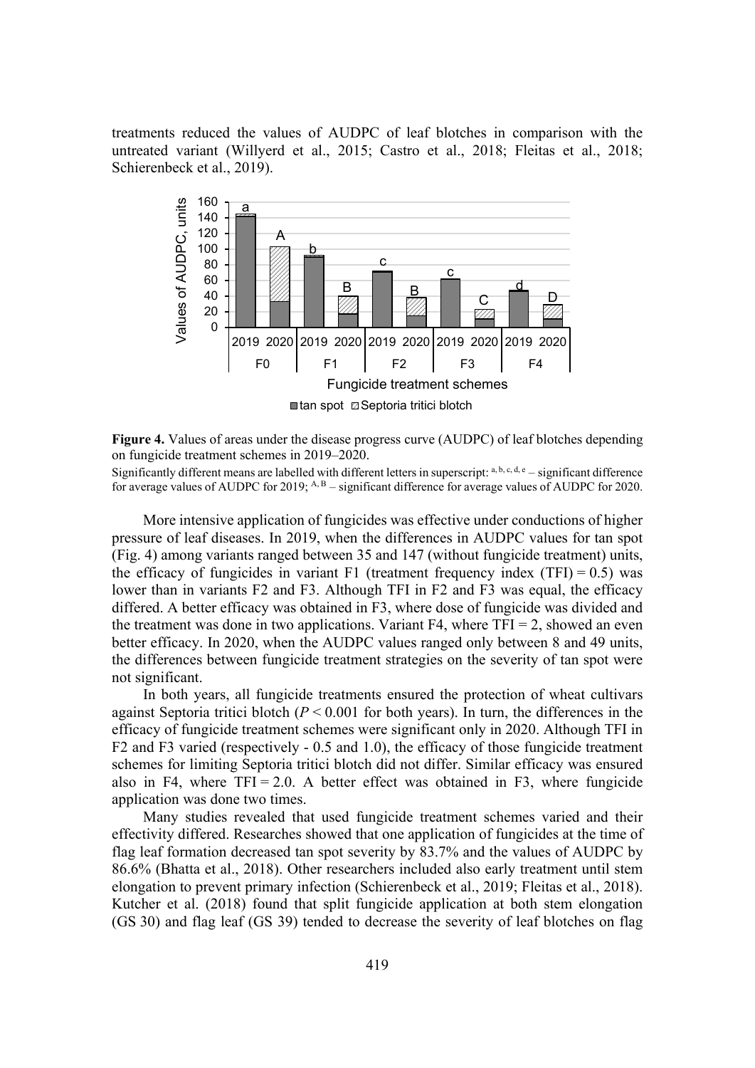treatments reduced the values of AUDPC of leaf blotches in comparison with the untreated variant (Willyerd et al., 2015; Castro et al., 2018; Fleitas et al., 2018; Schierenbeck et al., 2019).

**Figure 4.** Values of areas under the disease progress curve (AUDPC) of leaf blotches depending on fungicide treatment schemes in 2019–2020.

Significantly different means are labelled with different letters in superscript: [a, b, c, d, e] – significant difference for average values of AUDPC for 2019; [A, B] – significant difference for average values of AUDPC for 2020.

More intensive application of fungicides was effective under conductions of higher pressure of leaf diseases. In 2019, when the differences in AUDPC values for tan spot (Fig. 4) among variants ranged between 35 and 147 (without fungicide treatment) units, the efficacy of fungicides in variant F1 (treatment frequency index (TFI) = 0.5) was lower than in variants F2 and F3. Although TFI in F2 and F3 was equal, the efficacy differed. A better efficacy was obtained in F3, where dose of fungicide was divided and the treatment was done in two applications. Variant F4, where TFI = 2, showed an even better efficacy. In 2020, when the AUDPC values ranged only between 8 and 49 units, the differences between fungicide treatment strategies on the severity of tan spot were not significant.

In both years, all fungicide treatments ensured the protection of wheat cultivars against Septoria tritici blotch ($P < 0.001$ for both years). In turn, the differences in the efficacy of fungicide treatment schemes were significant only in 2020. Although TFI in F2 and F3 varied (respectively - 0.5 and 1.0), the efficacy of those fungicide treatment schemes for limiting Septoria tritici blotch did not differ. Similar efficacy was ensured also in F4, where TFI = 2.0. A better effect was obtained in F3, where fungicide application was done two times.

Many studies revealed that used fungicide treatment schemes varied and their effectivity differed. Researches showed that one application of fungicides at the time of flag leaf formation decreased tan spot severity by 83.7% and the values of AUDPC by 86.6% (Bhatta et al., 2018). Other researchers included also early treatment until stem elongation to prevent primary infection (Schierenbeck et al., 2019; Fleitas et al., 2018). Kutcher et al. (2018) found that split fungicide application at both stem elongation (GS 30) and flag leaf (GS 39) tended to decrease the severity of leaf blotches on flag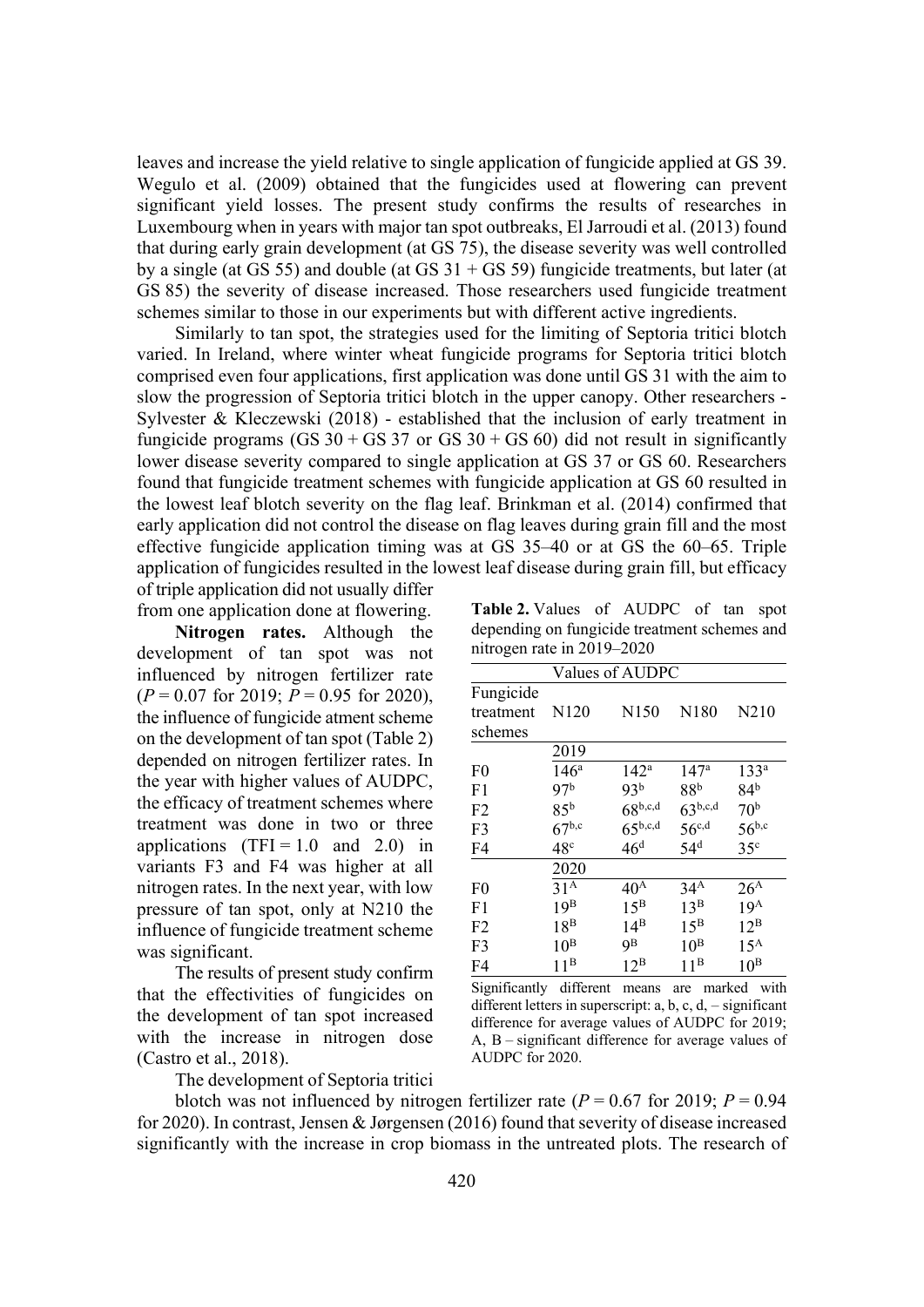leaves and increase the yield relative to single application of fungicide applied at GS 39. Wegulo et al. (2009) obtained that the fungicides used at flowering can prevent significant yield losses. The present study confirms the results of researches in Luxembourg when in years with major tan spot outbreaks, El Jarroudi et al. (2013) found that during early grain development (at GS 75), the disease severity was well controlled by a single (at GS 55) and double (at GS 31 + GS 59) fungicide treatments, but later (at GS 85) the severity of disease increased. Those researchers used fungicide treatment schemes similar to those in our experiments but with different active ingredients.

Similarly to tan spot, the strategies used for the limiting of Septoria tritici blotch varied. In Ireland, where winter wheat fungicide programs for Septoria tritici blotch comprised even four applications, first application was done until GS 31 with the aim to slow the progression of Septoria tritici blotch in the upper canopy. Other researchers - Sylvester & Kleczewski (2018) - established that the inclusion of early treatment in fungicide programs (GS 30 + GS 37 or GS 30 + GS 60) did not result in significantly lower disease severity compared to single application at GS 37 or GS 60. Researchers found that fungicide treatment schemes with fungicide application at GS 60 resulted in the lowest leaf blotch severity on the flag leaf. Brinkman et al. (2014) confirmed that early application did not control the disease on flag leaves during grain fill and the most effective fungicide application timing was at GS 35–40 or at GS the 60–65. Triple application of fungicides resulted in the lowest leaf disease during grain fill, but efficacy of triple application did not usually differ from one application done at flowering.

**Nitrogen rates.** Although the development of tan spot was not influenced by nitrogen fertilizer rate ($P = 0.07$ for 2019; $P = 0.95$ for 2020), the influence of fungicide atment scheme on the development of tan spot (Table 2) depended on nitrogen fertilizer rates. In the year with higher values of AUDPC, the efficacy of treatment schemes where treatment was done in two or three applications (TFI = 1.0 and 2.0) in variants F3 and F4 was higher at all nitrogen rates. In the next year, with low pressure of tan spot, only at N210 the influence of fungicide treatment scheme was significant.

The results of present study confirm that the effectivities of fungicides on the development of tan spot increased with the increase in nitrogen dose (Castro et al., 2018).

**Table 2.** Values of AUDPC of tan spot depending on fungicide treatment schemes and nitrogen rate in 2019–2020

| Fungicide treatment schemes | Values of AUDPC | | | |
|---|---|---|---|---|
| | N120 | N150 | N180 | N210 |
| | 2019 | | | |
| F0 | 146[a] | 142[a] | 147[a] | 133[a] |
| F1 | 97[b] | 93[b] | 88[b] | 84[b] |
| F2 | 85[b] | 68[b,c,d] | 63[b,c,d] | 70[b] |
| F3 | 67[b,c] | 65[b,c,d] | 56[c,d] | 56[b,c] |
| F4 | 48[c] | 46[d] | 54[d] | 35[c] |
| | 2020 | | | |
| F0 | 31[A] | 40[A] | 34[A] | 26[A] |
| F1 | 19[B] | 15[B] | 13[B] | 19[A] |
| F2 | 18[B] | 14[B] | 15[B] | 12[B] |
| F3 | 10[B] | 9[B] | 10[B] | 15[A] |
| F4 | 11[B] | 12[B] | 11[B] | 10[B] |

Significantly different means are marked with different letters in superscript: a, b, c, d, – significant difference for average values of AUDPC for 2019; A, B – significant difference for average values of AUDPC for 2020.

The development of Septoria tritici blotch was not influenced by nitrogen fertilizer rate ($P = 0.67$ for 2019; $P = 0.94$ for 2020). In contrast, Jensen & Jørgensen (2016) found that severity of disease increased significantly with the increase in crop biomass in the untreated plots. The research of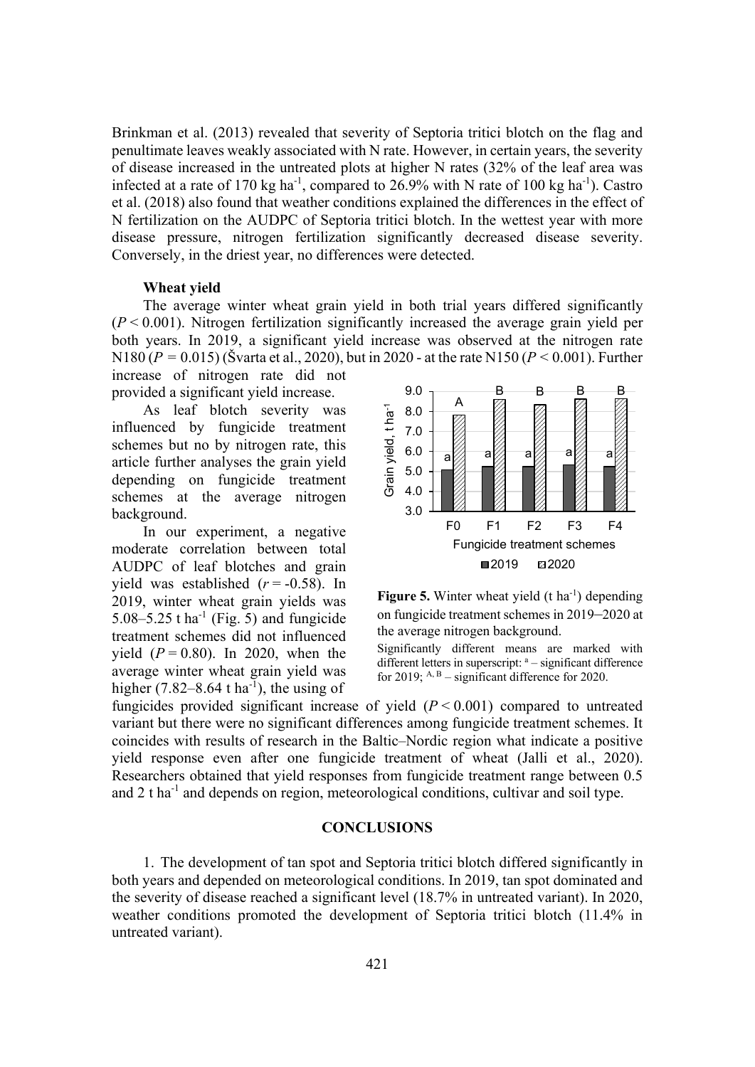Brinkman et al. (2013) revealed that severity of Septoria tritici blotch on the flag and penultimate leaves weakly associated with N rate. However, in certain years, the severity of disease increased in the untreated plots at higher N rates (32% of the leaf area was infected at a rate of 170 kg ha$^{-1}$, compared to 26.9% with N rate of 100 kg ha$^{-1}$). Castro et al. (2018) also found that weather conditions explained the differences in the effect of N fertilization on the AUDPC of Septoria tritici blotch. In the wettest year with more disease pressure, nitrogen fertilization significantly decreased disease severity. Conversely, in the driest year, no differences were detected.

### Wheat yield

The average winter wheat grain yield in both trial years differed significantly ($P < 0.001$). Nitrogen fertilization significantly increased the average grain yield per both years. In 2019, a significant yield increase was observed at the nitrogen rate N180 ($P = 0.015$) (Švarta et al., 2020), but in 2020 - at the rate N150 ($P < 0.001$). Further increase of nitrogen rate did not provided a significant yield increase.

As leaf blotch severity was influenced by fungicide treatment schemes but no by nitrogen rate, this article further analyses the grain yield depending on fungicide treatment schemes at the average nitrogen background.

In our experiment, a negative moderate correlation between total AUDPC of leaf blotches and grain yield was established ($r = -0.58$). In 2019, winter wheat grain yields was 5.08–5.25 t ha$^{-1}$ (Fig. 5) and fungicide treatment schemes did not influenced yield ($P = 0.80$). In 2020, when the average winter wheat grain yield was higher (7.82–8.64 t ha$^{-1}$), the using of fungicides provided significant increase of yield ($P < 0.001$) compared to untreated variant but there were no significant differences among fungicide treatment schemes. It coincides with results of research in the Baltic–Nordic region what indicate a positive yield response even after one fungicide treatment of wheat (Jalli et al., 2020). Researchers obtained that yield responses from fungicide treatment range between 0.5 and 2 t ha$^{-1}$ and depends on region, meteorological conditions, cultivar and soil type.

**Figure 5.** Winter wheat yield (t ha$^{-1}$) depending on fungicide treatment schemes in 2019–2020 at the average nitrogen background.

Significantly different means are marked with different letters in superscript: $^{a}$ – significant difference for 2019; $^{A, B}$ – significant difference for 2020.

## CONCLUSIONS

1. The development of tan spot and Septoria tritici blotch differed significantly in both years and depended on meteorological conditions. In 2019, tan spot dominated and the severity of disease reached a significant level (18.7% in untreated variant). In 2020, weather conditions promoted the development of Septoria tritici blotch (11.4% in untreated variant).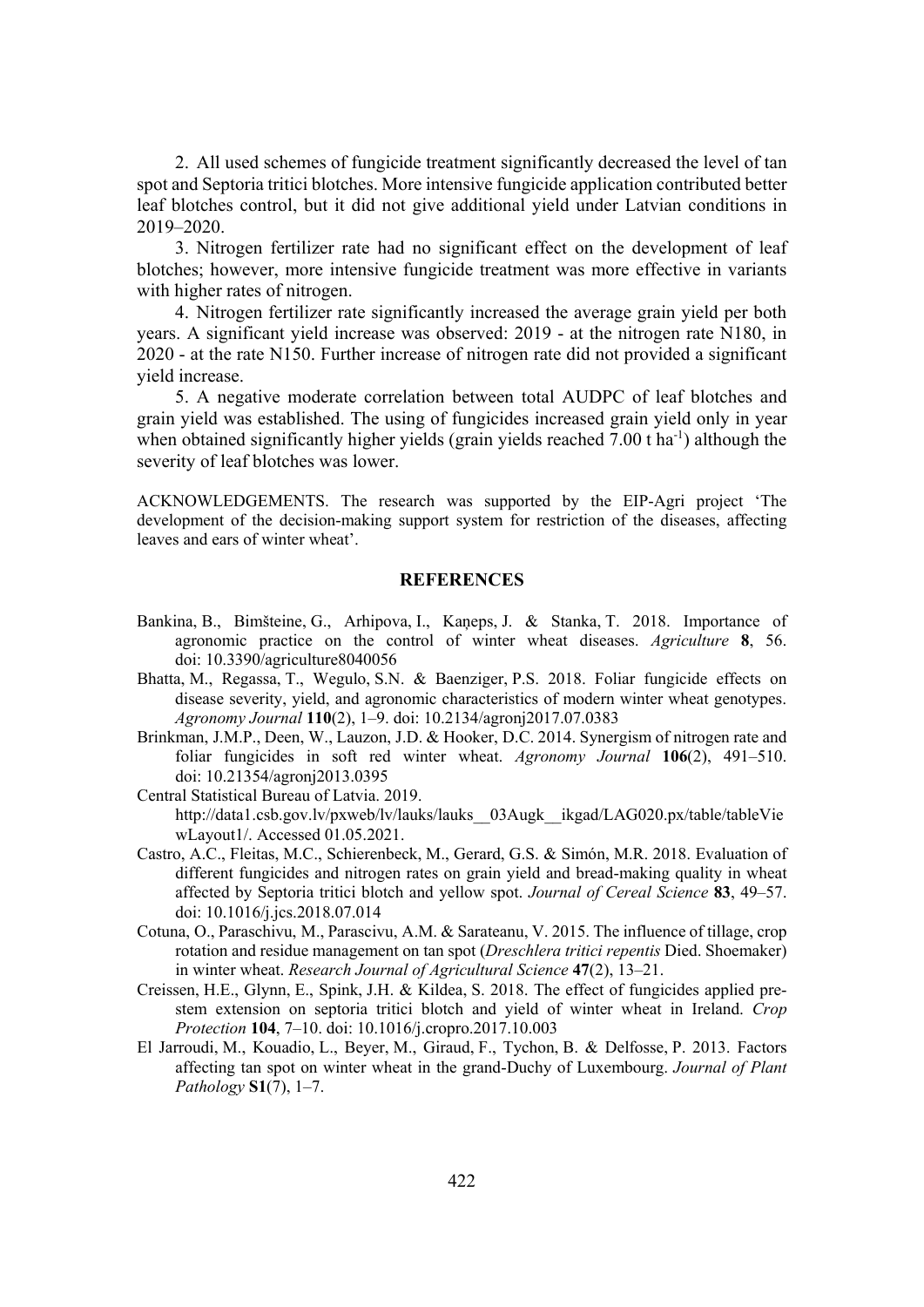2. All used schemes of fungicide treatment significantly decreased the level of tan spot and Septoria tritici blotches. More intensive fungicide application contributed better leaf blotches control, but it did not give additional yield under Latvian conditions in 2019–2020.

3. Nitrogen fertilizer rate had no significant effect on the development of leaf blotches; however, more intensive fungicide treatment was more effective in variants with higher rates of nitrogen.

4. Nitrogen fertilizer rate significantly increased the average grain yield per both years. A significant yield increase was observed: 2019 - at the nitrogen rate N180, in 2020 - at the rate N150. Further increase of nitrogen rate did not provided a significant yield increase.

5. A negative moderate correlation between total AUDPC of leaf blotches and grain yield was established. The using of fungicides increased grain yield only in year when obtained significantly higher yields (grain yields reached 7.00 t $ha^{-1}$) although the severity of leaf blotches was lower.

ACKNOWLEDGEMENTS. The research was supported by the EIP-Agri project 'The development of the decision-making support system for restriction of the diseases, affecting leaves and ears of winter wheat'.

## REFERENCES

Bankina, B., Bimšteine, G., Arhipova, I., Kaņeps, J. & Stanka, T. 2018. Importance of agronomic practice on the control of winter wheat diseases. *Agriculture* **8**, 56. doi: 10.3390/agriculture8040056

Bhatta, M., Regassa, T., Wegulo, S.N. & Baenziger, P.S. 2018. Foliar fungicide effects on disease severity, yield, and agronomic characteristics of modern winter wheat genotypes. *Agronomy Journal* **110**(2), 1–9. doi: 10.2134/agronj2017.07.0383

Brinkman, J.M.P., Deen, W., Lauzon, J.D. & Hooker, D.C. 2014. Synergism of nitrogen rate and foliar fungicides in soft red winter wheat. *Agronomy Journal* **106**(2), 491–510. doi: 10.21354/agronj2013.0395

Central Statistical Bureau of Latvia. 2019. http://data1.csb.gov.lv/pxweb/lv/lauks/lauks__03Augk__ikgad/LAG020.px/table/tableViewLayout1/. Accessed 01.05.2021.

Castro, A.C., Fleitas, M.C., Schierenbeck, M., Gerard, G.S. & Simón, M.R. 2018. Evaluation of different fungicides and nitrogen rates on grain yield and bread-making quality in wheat affected by Septoria tritici blotch and yellow spot. *Journal of Cereal Science* **83**, 49–57. doi: 10.1016/j.jcs.2018.07.014

Cotuna, O., Paraschivu, M., Parascivu, A.M. & Sarateanu, V. 2015. The influence of tillage, crop rotation and residue management on tan spot (*Dreschlera tritici repentis* Died. Shoemaker) in winter wheat. *Research Journal of Agricultural Science* **47**(2), 13–21.

Creissen, H.E., Glynn, E., Spink, J.H. & Kildea, S. 2018. The effect of fungicides applied pre-stem extension on septoria tritici blotch and yield of winter wheat in Ireland. *Crop Protection* **104**, 7–10. doi: 10.1016/j.cropro.2017.10.003

El Jarroudi, M., Kouadio, L., Beyer, M., Giraud, F., Tychon, B. & Delfosse, P. 2013. Factors affecting tan spot on winter wheat in the grand-Duchy of Luxembourg. *Journal of Plant Pathology* **S1**(7), 1–7.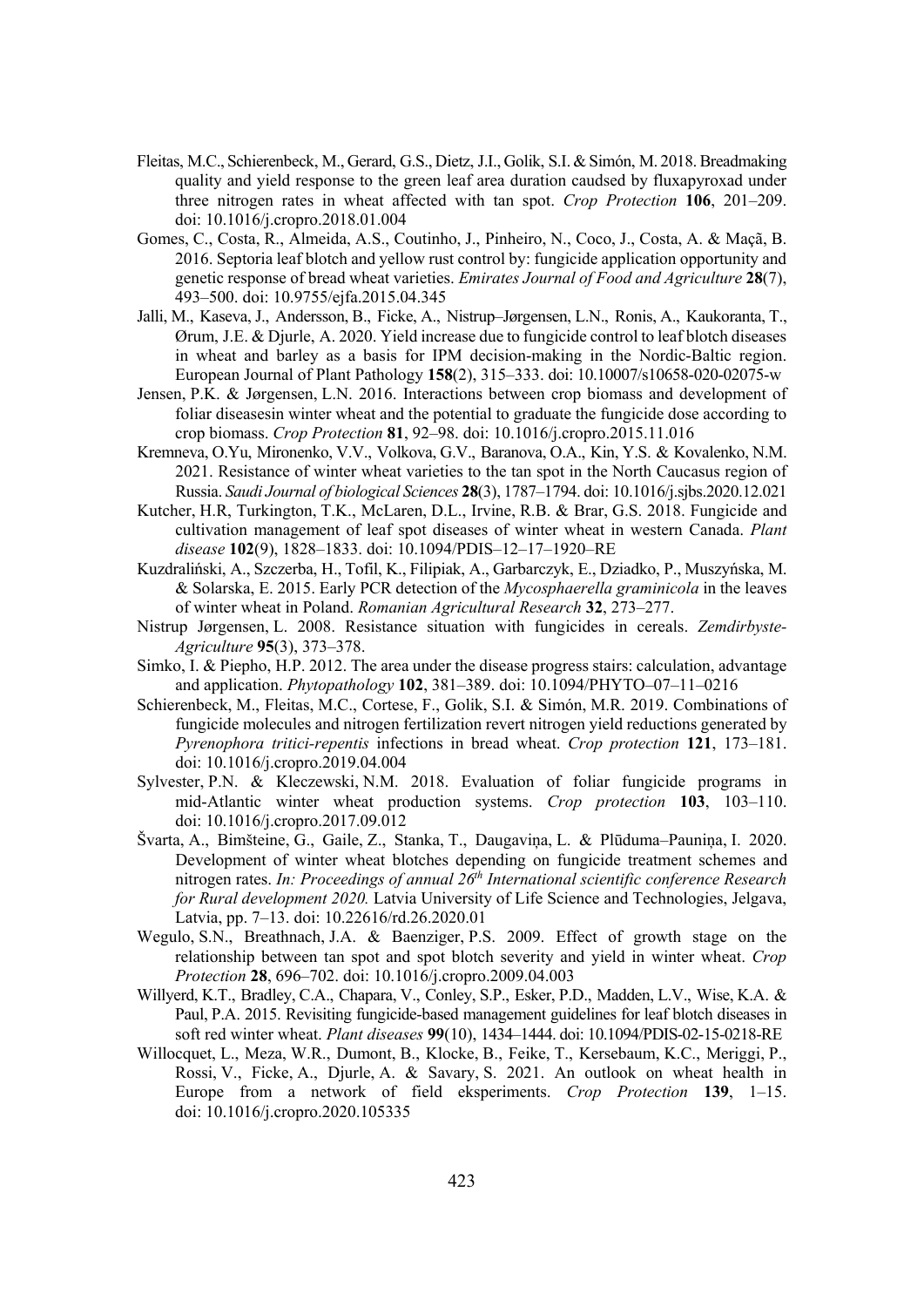Fleitas, M.C., Schierenbeck, M., Gerard, G.S., Dietz, J.I., Golik, S.I. & Simón, M. 2018. Breadmaking quality and yield response to the green leaf area duration caudsed by fluxapyroxad under three nitrogen rates in wheat affected with tan spot. *Crop Protection* **106**, 201–209. doi: 10.1016/j.cropro.2018.01.004

Gomes, C., Costa, R., Almeida, A.S., Coutinho, J., Pinheiro, N., Coco, J., Costa, A. & Maçã, B. 2016. Septoria leaf blotch and yellow rust control by: fungicide application opportunity and genetic response of bread wheat varieties. *Emirates Journal of Food and Agriculture* **28**(7), 493–500. doi: 10.9755/ejfa.2015.04.345

Jalli, M., Kaseva, J., Andersson, B., Ficke, A., Nistrup–Jørgensen, L.N., Ronis, A., Kaukoranta, T., Ørum, J.E. & Djurle, A. 2020. Yield increase due to fungicide control to leaf blotch diseases in wheat and barley as a basis for IPM decision-making in the Nordic-Baltic region. European Journal of Plant Pathology **158**(2), 315–333. doi: 10.10007/s10658-020-02075-w

Jensen, P.K. & Jørgensen, L.N. 2016. Interactions between crop biomass and development of foliar diseasesin winter wheat and the potential to graduate the fungicide dose according to crop biomass. *Crop Protection* **81**, 92–98. doi: 10.1016/j.cropro.2015.11.016

Kremneva, O.Yu, Mironenko, V.V., Volkova, G.V., Baranova, O.A., Kin, Y.S. & Kovalenko, N.M. 2021. Resistance of winter wheat varieties to the tan spot in the North Caucasus region of Russia. *Saudi Journal of biological Sciences* **28**(3), 1787–1794. doi: 10.1016/j.sjbs.2020.12.021

Kutcher, H.R, Turkington, T.K., McLaren, D.L., Irvine, R.B. & Brar, G.S. 2018. Fungicide and cultivation management of leaf spot diseases of winter wheat in western Canada. *Plant disease* **102**(9), 1828–1833. doi: 10.1094/PDIS–12–17–1920–RE

Kuzdraliński, A., Szczerba, H., Tofil, K., Filipiak, A., Garbarczyk, E., Dziadko, P., Muszyńska, M. & Solarska, E. 2015. Early PCR detection of the *Mycosphaerella graminicola* in the leaves of winter wheat in Poland. *Romanian Agricultural Research* **32**, 273–277.

Nistrup Jørgensen, L. 2008. Resistance situation with fungicides in cereals. *Zemdirbyste-Agriculture* **95**(3), 373–378.

Simko, I. & Piepho, H.P. 2012. The area under the disease progress stairs: calculation, advantage and application. *Phytopathology* **102**, 381–389. doi: 10.1094/PHYTO–07–11–0216

Schierenbeck, M., Fleitas, M.C., Cortese, F., Golik, S.I. & Simón, M.R. 2019. Combinations of fungicide molecules and nitrogen fertilization revert nitrogen yield reductions generated by *Pyrenophora tritici-repentis* infections in bread wheat. *Crop protection* **121**, 173–181. doi: 10.1016/j.cropro.2019.04.004

Sylvester, P.N. & Kleczewski, N.M. 2018. Evaluation of foliar fungicide programs in mid-Atlantic winter wheat production systems. *Crop protection* **103**, 103–110. doi: 10.1016/j.cropro.2017.09.012

Švarta, A., Bimšteine, G., Gaile, Z., Stanka, T., Daugaviņa, L. & Plūduma–Pauniņa, I. 2020. Development of winter wheat blotches depending on fungicide treatment schemes and nitrogen rates. *In: Proceedings of annual 26th International scientific conference Research for Rural development 2020.* Latvia University of Life Science and Technologies, Jelgava, Latvia, pp. 7–13. doi: 10.22616/rd.26.2020.01

Wegulo, S.N., Breathnach, J.A. & Baenziger, P.S. 2009. Effect of growth stage on the relationship between tan spot and spot blotch severity and yield in winter wheat. *Crop Protection* **28**, 696–702. doi: 10.1016/j.cropro.2009.04.003

Willyerd, K.T., Bradley, C.A., Chapara, V., Conley, S.P., Esker, P.D., Madden, L.V., Wise, K.A. & Paul, P.A. 2015. Revisiting fungicide-based management guidelines for leaf blotch diseases in soft red winter wheat. *Plant diseases* **99**(10), 1434–1444. doi: 10.1094/PDIS-02-15-0218-RE

Willocquet, L., Meza, W.R., Dumont, B., Klocke, B., Feike, T., Kersebaum, K.C., Meriggi, P., Rossi, V., Ficke, A., Djurle, A. & Savary, S. 2021. An outlook on wheat health in Europe from a network of field eksperiments. *Crop Protection* **139**, 1–15. doi: 10.1016/j.cropro.2020.105335